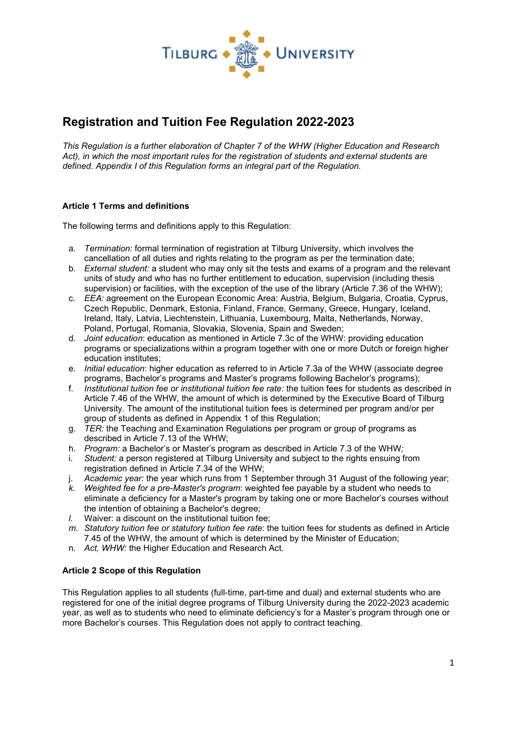# Registration and Tuition Fee Regulation 2022-2023

*This Regulation is a further elaboration of Chapter 7 of the WHW (Higher Education and Research Act), in which the most important rules for the registration of students and external students are defined. Appendix I of this Regulation forms an integral part of the Regulation.*

**Article 1 Terms and definitions**

The following terms and definitions apply to this Regulation:

a. *Termination:* formal termination of registration at Tilburg University, which involves the cancellation of all duties and rights relating to the program as per the termination date;
b. *External student:* a student who may only sit the tests and exams of a program and the relevant units of study and who has no further entitlement to education, supervision (including thesis supervision) or facilities, with the exception of the use of the library (Article 7.36 of the WHW);
c. *EEA:* agreement on the European Economic Area: Austria, Belgium, Bulgaria, Croatia, Cyprus, Czech Republic, Denmark, Estonia, Finland, France, Germany, Greece, Hungary, Iceland, Ireland, Italy, Latvia, Liechtenstein, Lithuania, Luxembourg, Malta, Netherlands, Norway, Poland, Portugal, Romania, Slovakia, Slovenia, Spain and Sweden;
d. *Joint education*: education as mentioned in Article 7.3c of the WHW: providing education programs or specializations within a program together with one or more Dutch or foreign higher education institutes;
e. *Initial education*: higher education as referred to in Article 7.3a of the WHW (associate degree programs, Bachelor's programs and Master's programs following Bachelor's programs);
f. *Institutional tuition fee or institutional tuition fee rate:* the tuition fees for students as described in Article 7.46 of the WHW, the amount of which is determined by the Executive Board of Tilburg University. The amount of the institutional tuition fees is determined per program and/or per group of students as defined in Appendix 1 of this Regulation;
g. *TER:* the Teaching and Examination Regulations per program or group of programs as described in Article 7.13 of the WHW;
h. *Program:* a Bachelor's or Master's program as described in Article 7.3 of the WHW;
i. *Student:* a person registered at Tilburg University and subject to the rights ensuing from registration defined in Article 7.34 of the WHW;
j. *Academic year:* the year which runs from 1 September through 31 August of the following year;
k. *Weighted fee for a pre-Master's program*: weighted fee payable by a student who needs to eliminate a deficiency for a Master's program by taking one or more Bachelor's courses without the intention of obtaining a Bachelor's degree;
l. Waiver: a discount on the institutional tuition fee;
m. *Statutory tuition fee or statutory tuition fee rate*: the tuition fees for students as defined in Article 7.45 of the WHW, the amount of which is determined by the Minister of Education;
n. *Act, WHW:* the Higher Education and Research Act.

**Article 2 Scope of this Regulation**

This Regulation applies to all students (full-time, part-time and dual) and external students who are registered for one of the initial degree programs of Tilburg University during the 2022-2023 academic year, as well as to students who need to eliminate deficiency's for a Master's program through one or more Bachelor's courses. This Regulation does not apply to contract teaching.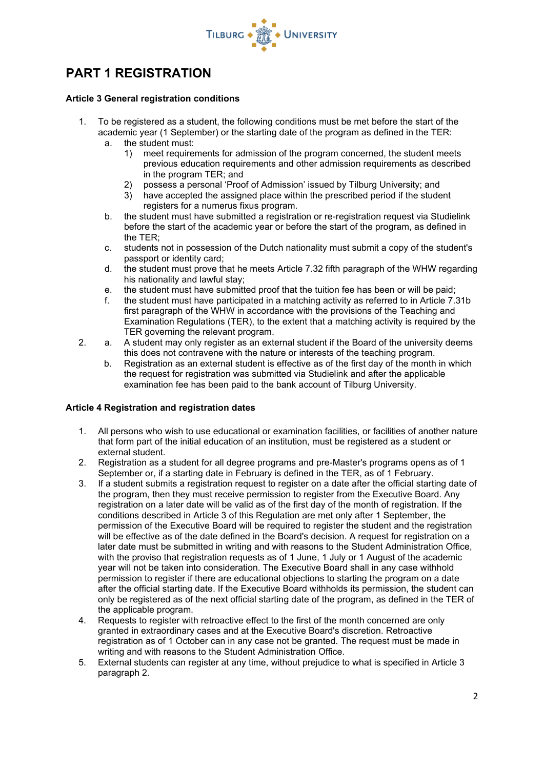# PART 1 REGISTRATION

**Article 3 General registration conditions**

1. To be registered as a student, the following conditions must be met before the start of the academic year (1 September) or the starting date of the program as defined in the TER:
   a. the student must:
      1) meet requirements for admission of the program concerned, the student meets previous education requirements and other admission requirements as described in the program TER; and
      2) possess a personal 'Proof of Admission' issued by Tilburg University; and
      3) have accepted the assigned place within the prescribed period if the student registers for a numerus fixus program.
   b. the student must have submitted a registration or re-registration request via Studielink before the start of the academic year or before the start of the program, as defined in the TER;
   c. students not in possession of the Dutch nationality must submit a copy of the student's passport or identity card;
   d. the student must prove that he meets Article 7.32 fifth paragraph of the WHW regarding his nationality and lawful stay;
   e. the student must have submitted proof that the tuition fee has been or will be paid;
   f. the student must have participated in a matching activity as referred to in Article 7.31b first paragraph of the WHW in accordance with the provisions of the Teaching and Examination Regulations (TER), to the extent that a matching activity is required by the TER governing the relevant program.
2. a. A student may only register as an external student if the Board of the university deems this does not contravene with the nature or interests of the teaching program.
   b. Registration as an external student is effective as of the first day of the month in which the request for registration was submitted via Studielink and after the applicable examination fee has been paid to the bank account of Tilburg University.

**Article 4 Registration and registration dates**

1. All persons who wish to use educational or examination facilities, or facilities of another nature that form part of the initial education of an institution, must be registered as a student or external student.
2. Registration as a student for all degree programs and pre-Master's programs opens as of 1 September or, if a starting date in February is defined in the TER, as of 1 February.
3. If a student submits a registration request to register on a date after the official starting date of the program, then they must receive permission to register from the Executive Board. Any registration on a later date will be valid as of the first day of the month of registration. If the conditions described in Article 3 of this Regulation are met only after 1 September, the permission of the Executive Board will be required to register the student and the registration will be effective as of the date defined in the Board's decision. A request for registration on a later date must be submitted in writing and with reasons to the Student Administration Office, with the proviso that registration requests as of 1 June, 1 July or 1 August of the academic year will not be taken into consideration. The Executive Board shall in any case withhold permission to register if there are educational objections to starting the program on a date after the official starting date. If the Executive Board withholds its permission, the student can only be registered as of the next official starting date of the program, as defined in the TER of the applicable program.
4. Requests to register with retroactive effect to the first of the month concerned are only granted in extraordinary cases and at the Executive Board's discretion. Retroactive registration as of 1 October can in any case not be granted. The request must be made in writing and with reasons to the Student Administration Office.
5. External students can register at any time, without prejudice to what is specified in Article 3 paragraph 2.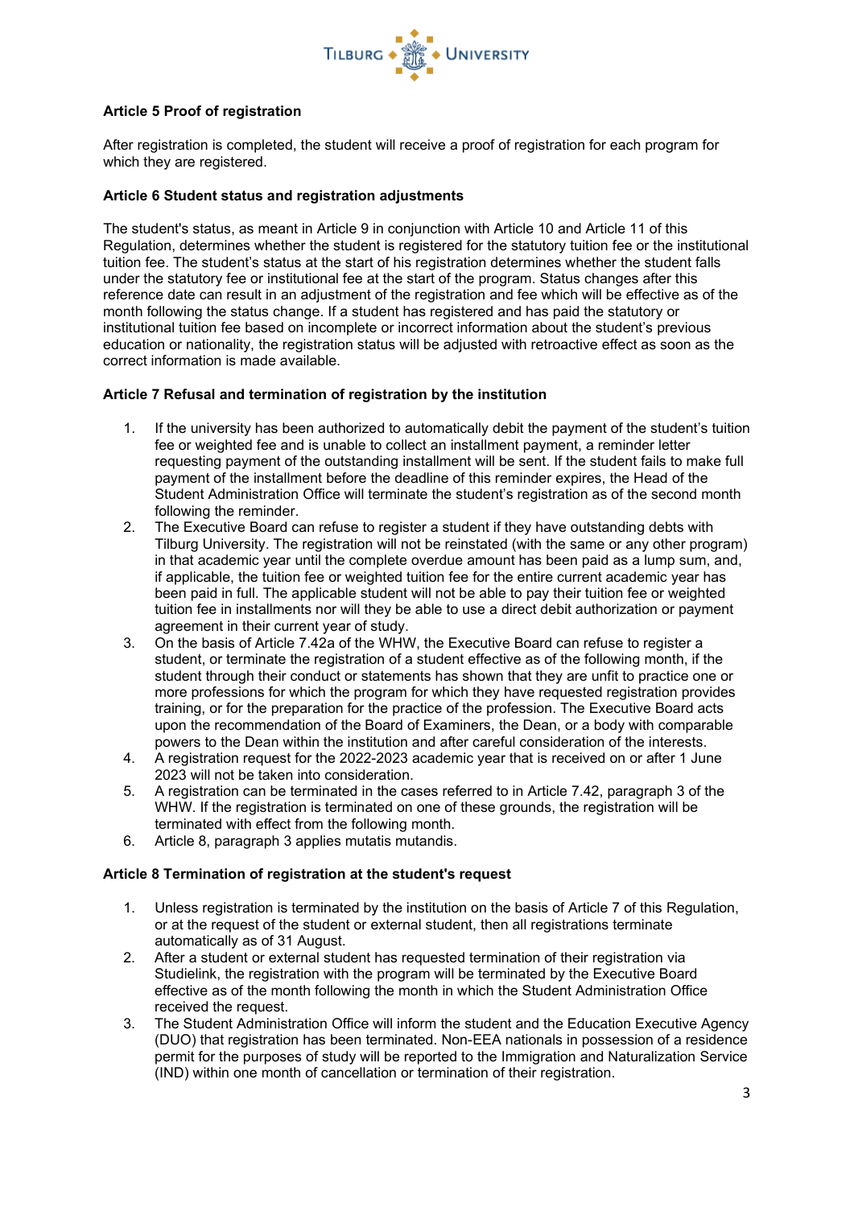**Article 5 Proof of registration**

After registration is completed, the student will receive a proof of registration for each program for which they are registered.

**Article 6 Student status and registration adjustments**

The student's status, as meant in Article 9 in conjunction with Article 10 and Article 11 of this Regulation, determines whether the student is registered for the statutory tuition fee or the institutional tuition fee. The student's status at the start of his registration determines whether the student falls under the statutory fee or institutional fee at the start of the program. Status changes after this reference date can result in an adjustment of the registration and fee which will be effective as of the month following the status change. If a student has registered and has paid the statutory or institutional tuition fee based on incomplete or incorrect information about the student's previous education or nationality, the registration status will be adjusted with retroactive effect as soon as the correct information is made available.

**Article 7 Refusal and termination of registration by the institution**

1. If the university has been authorized to automatically debit the payment of the student's tuition fee or weighted fee and is unable to collect an installment payment, a reminder letter requesting payment of the outstanding installment will be sent. If the student fails to make full payment of the installment before the deadline of this reminder expires, the Head of the Student Administration Office will terminate the student's registration as of the second month following the reminder.
2. The Executive Board can refuse to register a student if they have outstanding debts with Tilburg University. The registration will not be reinstated (with the same or any other program) in that academic year until the complete overdue amount has been paid as a lump sum, and, if applicable, the tuition fee or weighted tuition fee for the entire current academic year has been paid in full. The applicable student will not be able to pay their tuition fee or weighted tuition fee in installments nor will they be able to use a direct debit authorization or payment agreement in their current year of study.
3. On the basis of Article 7.42a of the WHW, the Executive Board can refuse to register a student, or terminate the registration of a student effective as of the following month, if the student through their conduct or statements has shown that they are unfit to practice one or more professions for which the program for which they have requested registration provides training, or for the preparation for the practice of the profession. The Executive Board acts upon the recommendation of the Board of Examiners, the Dean, or a body with comparable powers to the Dean within the institution and after careful consideration of the interests.
4. A registration request for the 2022-2023 academic year that is received on or after 1 June 2023 will not be taken into consideration.
5. A registration can be terminated in the cases referred to in Article 7.42, paragraph 3 of the WHW. If the registration is terminated on one of these grounds, the registration will be terminated with effect from the following month.
6. Article 8, paragraph 3 applies mutatis mutandis.

**Article 8 Termination of registration at the student's request**

1. Unless registration is terminated by the institution on the basis of Article 7 of this Regulation, or at the request of the student or external student, then all registrations terminate automatically as of 31 August.
2. After a student or external student has requested termination of their registration via Studielink, the registration with the program will be terminated by the Executive Board effective as of the month following the month in which the Student Administration Office received the request.
3. The Student Administration Office will inform the student and the Education Executive Agency (DUO) that registration has been terminated. Non-EEA nationals in possession of a residence permit for the purposes of study will be reported to the Immigration and Naturalization Service (IND) within one month of cancellation or termination of their registration.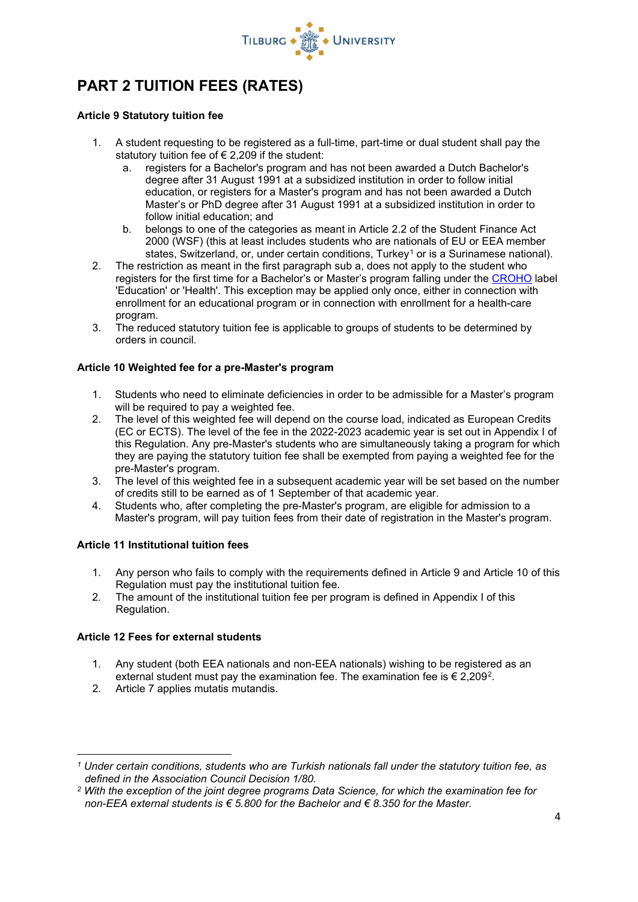# PART 2 TUITION FEES (RATES)

**Article 9 Statutory tuition fee**

1. A student requesting to be registered as a full-time, part-time or dual student shall pay the statutory tuition fee of € 2,209 if the student:
   a. registers for a Bachelor's program and has not been awarded a Dutch Bachelor's degree after 31 August 1991 at a subsidized institution in order to follow initial education, or registers for a Master's program and has not been awarded a Dutch Master's or PhD degree after 31 August 1991 at a subsidized institution in order to follow initial education; and
   b. belongs to one of the categories as meant in Article 2.2 of the Student Finance Act 2000 (WSF) (this at least includes students who are nationals of EU or EEA member states, Switzerland, or, under certain conditions, Turkey[1] or is a Surinamese national).
2. The restriction as meant in the first paragraph sub a, does not apply to the student who registers for the first time for a Bachelor's or Master's program falling under the CROHO label 'Education' or 'Health'. This exception may be applied only once, either in connection with enrollment for an educational program or in connection with enrollment for a health-care program.
3. The reduced statutory tuition fee is applicable to groups of students to be determined by orders in council.

**Article 10 Weighted fee for a pre-Master's program**

1. Students who need to eliminate deficiencies in order to be admissible for a Master's program will be required to pay a weighted fee.
2. The level of this weighted fee will depend on the course load, indicated as European Credits (EC or ECTS). The level of the fee in the 2022-2023 academic year is set out in Appendix I of this Regulation. Any pre-Master's students who are simultaneously taking a program for which they are paying the statutory tuition fee shall be exempted from paying a weighted fee for the pre-Master's program.
3. The level of this weighted fee in a subsequent academic year will be set based on the number of credits still to be earned as of 1 September of that academic year.
4. Students who, after completing the pre-Master's program, are eligible for admission to a Master's program, will pay tuition fees from their date of registration in the Master's program.

**Article 11 Institutional tuition fees**

1. Any person who fails to comply with the requirements defined in Article 9 and Article 10 of this Regulation must pay the institutional tuition fee.
2. The amount of the institutional tuition fee per program is defined in Appendix I of this Regulation.

**Article 12 Fees for external students**

1. Any student (both EEA nationals and non-EEA nationals) wishing to be registered as an external student must pay the examination fee. The examination fee is € 2,209[2].
2. Article 7 applies mutatis mutandis.

---

[1] *Under certain conditions, students who are Turkish nationals fall under the statutory tuition fee, as defined in the Association Council Decision 1/80.*

[2] *With the exception of the joint degree programs Data Science, for which the examination fee for non-EEA external students is € 5.800 for the Bachelor and € 8.350 for the Master.*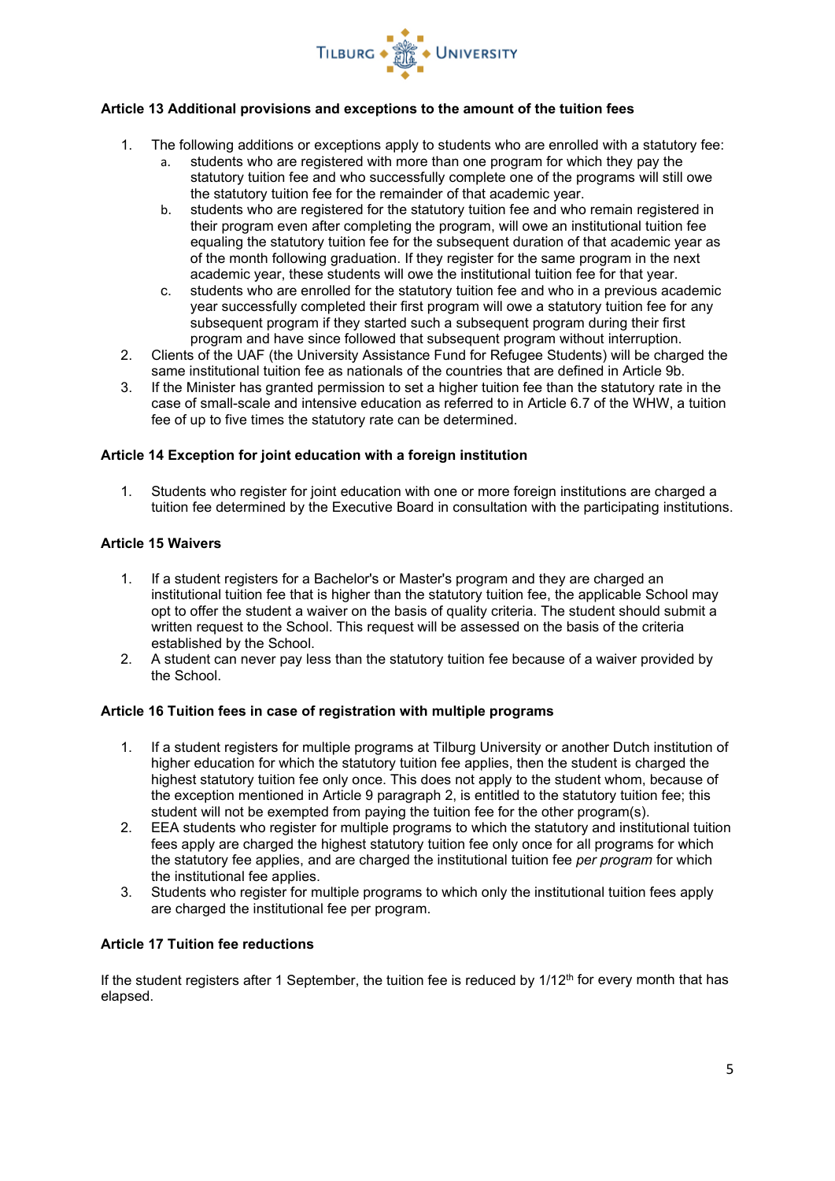**Article 13 Additional provisions and exceptions to the amount of the tuition fees**

1. The following additions or exceptions apply to students who are enrolled with a statutory fee:
   a. students who are registered with more than one program for which they pay the statutory tuition fee and who successfully complete one of the programs will still owe the statutory tuition fee for the remainder of that academic year.
   b. students who are registered for the statutory tuition fee and who remain registered in their program even after completing the program, will owe an institutional tuition fee equaling the statutory tuition fee for the subsequent duration of that academic year as of the month following graduation. If they register for the same program in the next academic year, these students will owe the institutional tuition fee for that year.
   c. students who are enrolled for the statutory tuition fee and who in a previous academic year successfully completed their first program will owe a statutory tuition fee for any subsequent program if they started such a subsequent program during their first program and have since followed that subsequent program without interruption.
2. Clients of the UAF (the University Assistance Fund for Refugee Students) will be charged the same institutional tuition fee as nationals of the countries that are defined in Article 9b.
3. If the Minister has granted permission to set a higher tuition fee than the statutory rate in the case of small-scale and intensive education as referred to in Article 6.7 of the WHW, a tuition fee of up to five times the statutory rate can be determined.

**Article 14 Exception for joint education with a foreign institution**

1. Students who register for joint education with one or more foreign institutions are charged a tuition fee determined by the Executive Board in consultation with the participating institutions.

**Article 15 Waivers**

1. If a student registers for a Bachelor's or Master's program and they are charged an institutional tuition fee that is higher than the statutory tuition fee, the applicable School may opt to offer the student a waiver on the basis of quality criteria. The student should submit a written request to the School. This request will be assessed on the basis of the criteria established by the School.
2. A student can never pay less than the statutory tuition fee because of a waiver provided by the School.

**Article 16 Tuition fees in case of registration with multiple programs**

1. If a student registers for multiple programs at Tilburg University or another Dutch institution of higher education for which the statutory tuition fee applies, then the student is charged the highest statutory tuition fee only once. This does not apply to the student whom, because of the exception mentioned in Article 9 paragraph 2, is entitled to the statutory tuition fee; this student will not be exempted from paying the tuition fee for the other program(s).
2. EEA students who register for multiple programs to which the statutory and institutional tuition fees apply are charged the highest statutory tuition fee only once for all programs for which the statutory fee applies, and are charged the institutional tuition fee *per program* for which the institutional fee applies.
3. Students who register for multiple programs to which only the institutional tuition fees apply are charged the institutional fee per program.

**Article 17 Tuition fee reductions**

If the student registers after 1 September, the tuition fee is reduced by 1/12th for every month that has elapsed.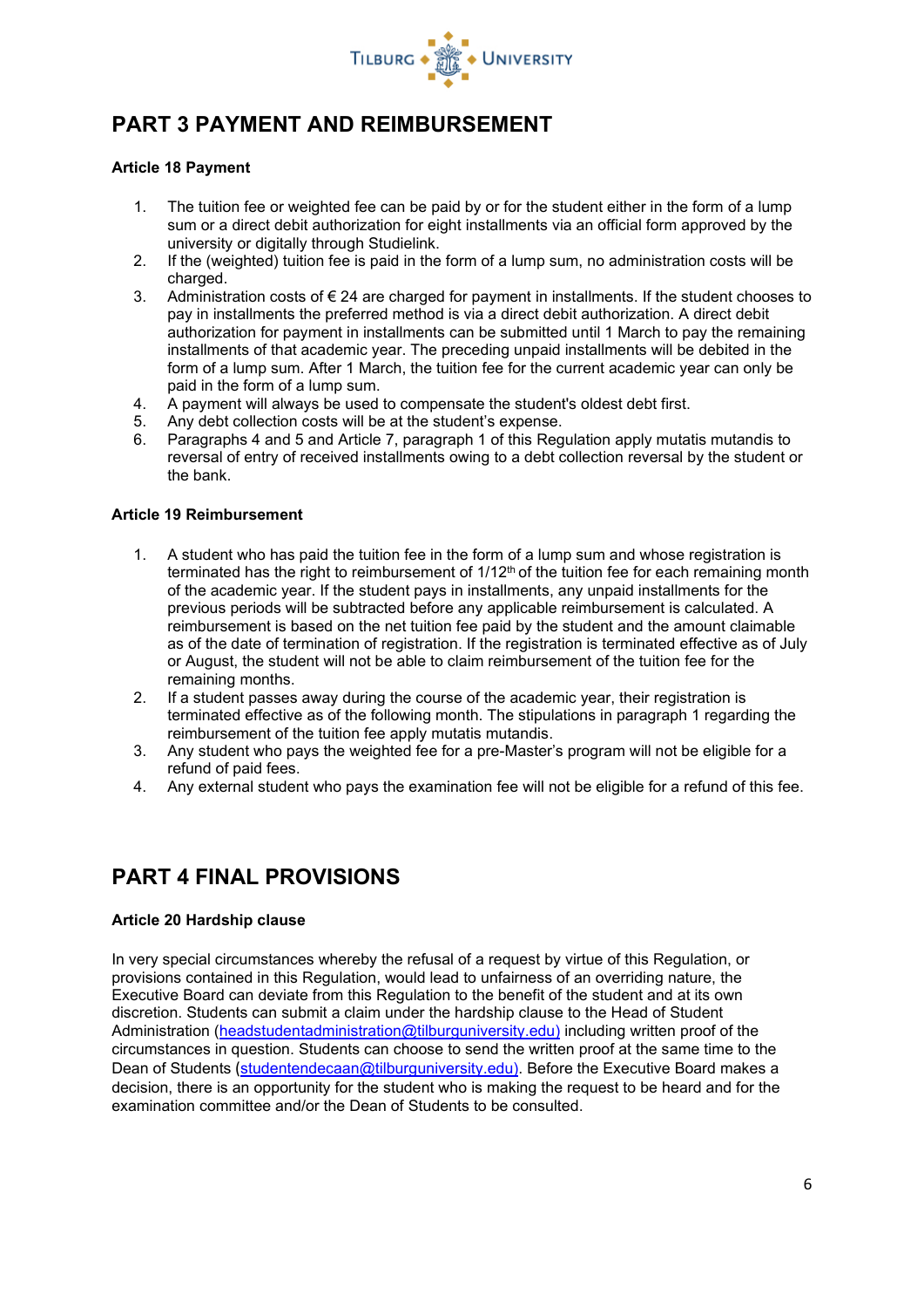# PART 3 PAYMENT AND REIMBURSEMENT

**Article 18 Payment**

1. The tuition fee or weighted fee can be paid by or for the student either in the form of a lump sum or a direct debit authorization for eight installments via an official form approved by the university or digitally through Studielink.
2. If the (weighted) tuition fee is paid in the form of a lump sum, no administration costs will be charged.
3. Administration costs of € 24 are charged for payment in installments. If the student chooses to pay in installments the preferred method is via a direct debit authorization. A direct debit authorization for payment in installments can be submitted until 1 March to pay the remaining installments of that academic year. The preceding unpaid installments will be debited in the form of a lump sum. After 1 March, the tuition fee for the current academic year can only be paid in the form of a lump sum.
4. A payment will always be used to compensate the student's oldest debt first.
5. Any debt collection costs will be at the student's expense.
6. Paragraphs 4 and 5 and Article 7, paragraph 1 of this Regulation apply mutatis mutandis to reversal of entry of received installments owing to a debt collection reversal by the student or the bank.

**Article 19 Reimbursement**

1. A student who has paid the tuition fee in the form of a lump sum and whose registration is terminated has the right to reimbursement of 1/12th of the tuition fee for each remaining month of the academic year. If the student pays in installments, any unpaid installments for the previous periods will be subtracted before any applicable reimbursement is calculated. A reimbursement is based on the net tuition fee paid by the student and the amount claimable as of the date of termination of registration. If the registration is terminated effective as of July or August, the student will not be able to claim reimbursement of the tuition fee for the remaining months.
2. If a student passes away during the course of the academic year, their registration is terminated effective as of the following month. The stipulations in paragraph 1 regarding the reimbursement of the tuition fee apply mutatis mutandis.
3. Any student who pays the weighted fee for a pre-Master's program will not be eligible for a refund of paid fees.
4. Any external student who pays the examination fee will not be eligible for a refund of this fee.

# PART 4 FINAL PROVISIONS

**Article 20 Hardship clause**

In very special circumstances whereby the refusal of a request by virtue of this Regulation, or provisions contained in this Regulation, would lead to unfairness of an overriding nature, the Executive Board can deviate from this Regulation to the benefit of the student and at its own discretion. Students can submit a claim under the hardship clause to the Head of Student Administration (headstudentadministration@tilburguniversity.edu) including written proof of the circumstances in question. Students can choose to send the written proof at the same time to the Dean of Students (studentendecaan@tilburguniversity.edu). Before the Executive Board makes a decision, there is an opportunity for the student who is making the request to be heard and for the examination committee and/or the Dean of Students to be consulted.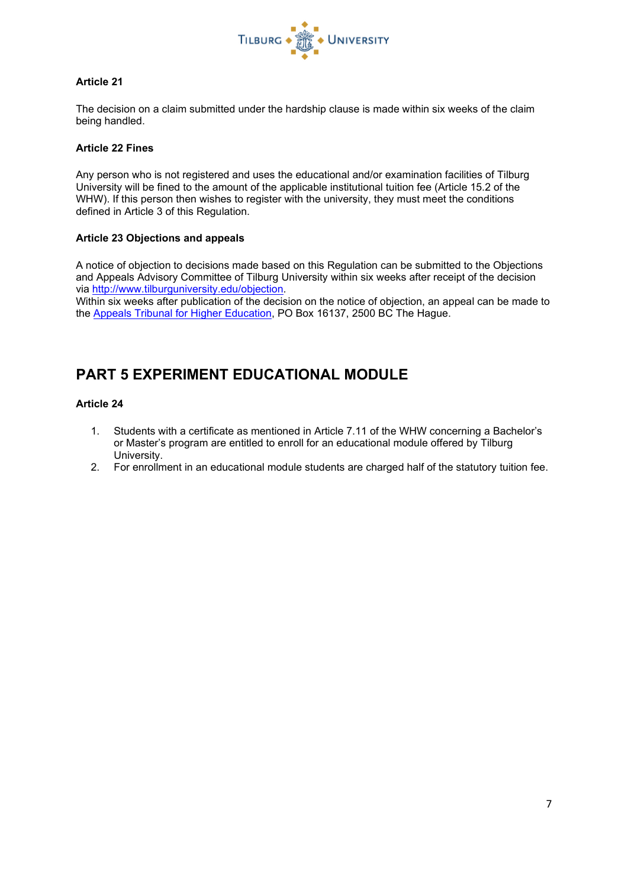### Article 21

The decision on a claim submitted under the hardship clause is made within six weeks of the claim being handled.

### Article 22 Fines

Any person who is not registered and uses the educational and/or examination facilities of Tilburg University will be fined to the amount of the applicable institutional tuition fee (Article 15.2 of the WHW). If this person then wishes to register with the university, they must meet the conditions defined in Article 3 of this Regulation.

### Article 23 Objections and appeals

A notice of objection to decisions made based on this Regulation can be submitted to the Objections and Appeals Advisory Committee of Tilburg University within six weeks after receipt of the decision via [http://www.tilburguniversity.edu/objection](http://www.tilburguniversity.edu/objection).
Within six weeks after publication of the decision on the notice of objection, an appeal can be made to the Appeals Tribunal for Higher Education, PO Box 16137, 2500 BC The Hague.

## PART 5 EXPERIMENT EDUCATIONAL MODULE

### Article 24

1. Students with a certificate as mentioned in Article 7.11 of the WHW concerning a Bachelor's or Master's program are entitled to enroll for an educational module offered by Tilburg University.
2. For enrollment in an educational module students are charged half of the statutory tuition fee.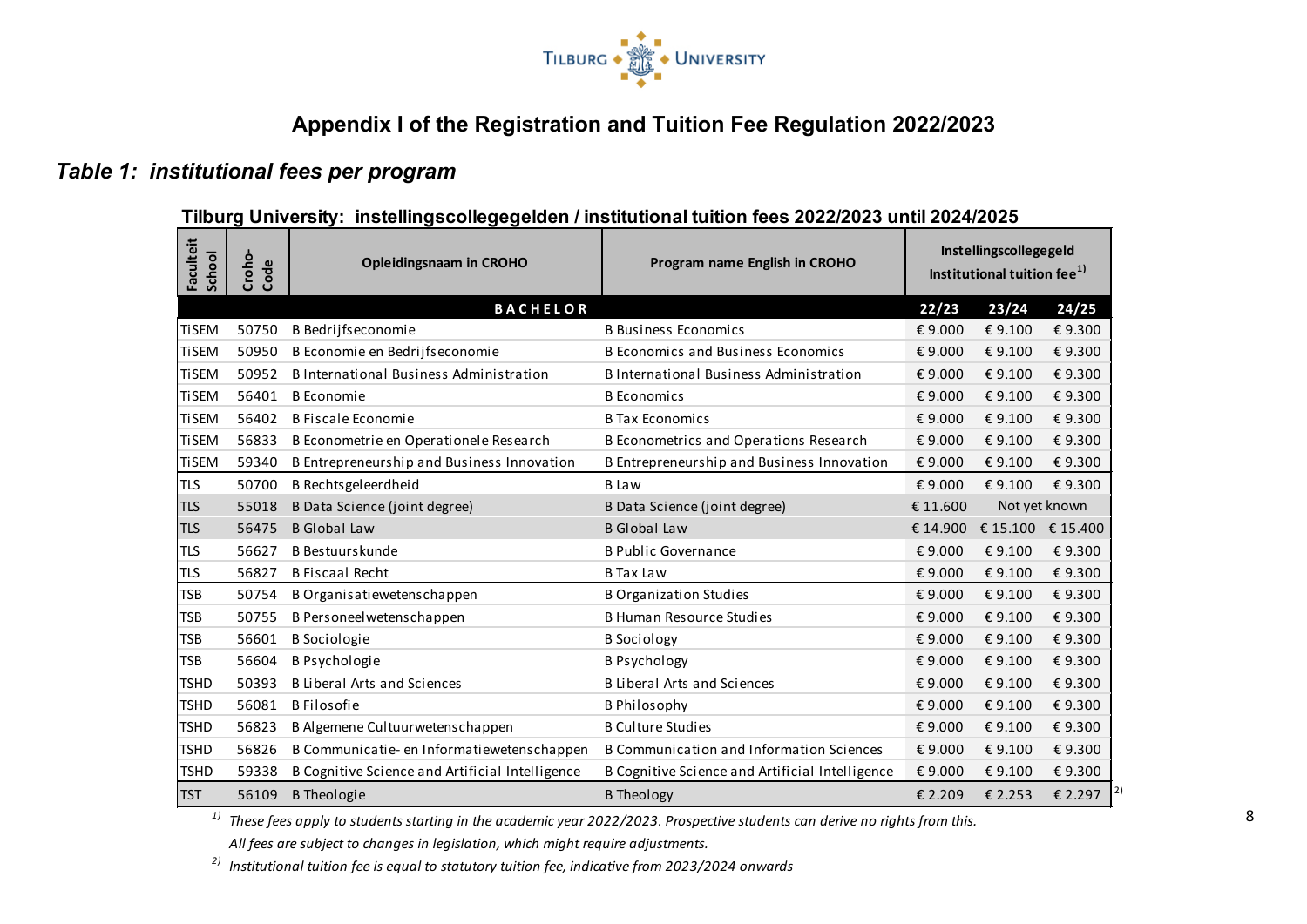# Appendix I of the Registration and Tuition Fee Regulation 2022/2023

## *Table 1: institutional fees per program*

**Tilburg University: instellingscollegegelden / institutional tuition fees 2022/2023 until 2024/2025**

| Faculteit School | Croho-Code | Opleidingsnaam in CROHO | Program name English in CROHO | Instellingscollegegeld Institutional tuition fee[1] | | |
|---|---|---|---|---|---|---|
| | | **BACHELOR** | | **22/23** | **23/24** | **24/25** |
| TiSEM | 50750 | B Bedrijfseconomie | B Business Economics | € 9.000 | € 9.100 | € 9.300 |
| TiSEM | 50950 | B Economie en Bedrijfseconomie | B Economics and Business Economics | € 9.000 | € 9.100 | € 9.300 |
| TiSEM | 50952 | B International Business Administration | B International Business Administration | € 9.000 | € 9.100 | € 9.300 |
| TiSEM | 56401 | B Economie | B Economics | € 9.000 | € 9.100 | € 9.300 |
| TiSEM | 56402 | B Fiscale Economie | B Tax Economics | € 9.000 | € 9.100 | € 9.300 |
| TiSEM | 56833 | B Econometrie en Operationele Research | B Econometrics and Operations Research | € 9.000 | € 9.100 | € 9.300 |
| TiSEM | 59340 | B Entrepreneurship and Business Innovation | B Entrepreneurship and Business Innovation | € 9.000 | € 9.100 | € 9.300 |
| TLS | 50700 | B Rechtsgeleerdheid | B Law | € 9.000 | € 9.100 | € 9.300 |
| TLS | 55018 | B Data Science (joint degree) | B Data Science (joint degree) | € 11.600 | Not yet known | |
| TLS | 56475 | B Global Law | B Global Law | € 14.900 | € 15.100 | € 15.400 |
| TLS | 56627 | B Bestuurskunde | B Public Governance | € 9.000 | € 9.100 | € 9.300 |
| TLS | 56827 | B Fiscaal Recht | B Tax Law | € 9.000 | € 9.100 | € 9.300 |
| TSB | 50754 | B Organisatiewetenschappen | B Organization Studies | € 9.000 | € 9.100 | € 9.300 |
| TSB | 50755 | B Personeelwetenschappen | B Human Resource Studies | € 9.000 | € 9.100 | € 9.300 |
| TSB | 56601 | B Sociologie | B Sociology | € 9.000 | € 9.100 | € 9.300 |
| TSB | 56604 | B Psychologie | B Psychology | € 9.000 | € 9.100 | € 9.300 |
| TSHD | 50393 | B Liberal Arts and Sciences | B Liberal Arts and Sciences | € 9.000 | € 9.100 | € 9.300 |
| TSHD | 56081 | B Filosofie | B Philosophy | € 9.000 | € 9.100 | € 9.300 |
| TSHD | 56823 | B Algemene Cultuurwetenschappen | B Culture Studies | € 9.000 | € 9.100 | € 9.300 |
| TSHD | 56826 | B Communicatie- en Informatiewetenschappen | B Communication and Information Sciences | € 9.000 | € 9.100 | € 9.300 |
| TSHD | 59338 | B Cognitive Science and Artificial Intelligence | B Cognitive Science and Artificial Intelligence | € 9.000 | € 9.100 | € 9.300 |
| TST | 56109 | B Theologie | B Theology | € 2.209 | € 2.253 | € 2.297 [2] |

*[1] These fees apply to students starting in the academic year 2022/2023. Prospective students can derive no rights from this.*
*All fees are subject to changes in legislation, which might require adjustments.*

*[2] Institutional tuition fee is equal to statutory tuition fee, indicative from 2023/2024 onwards*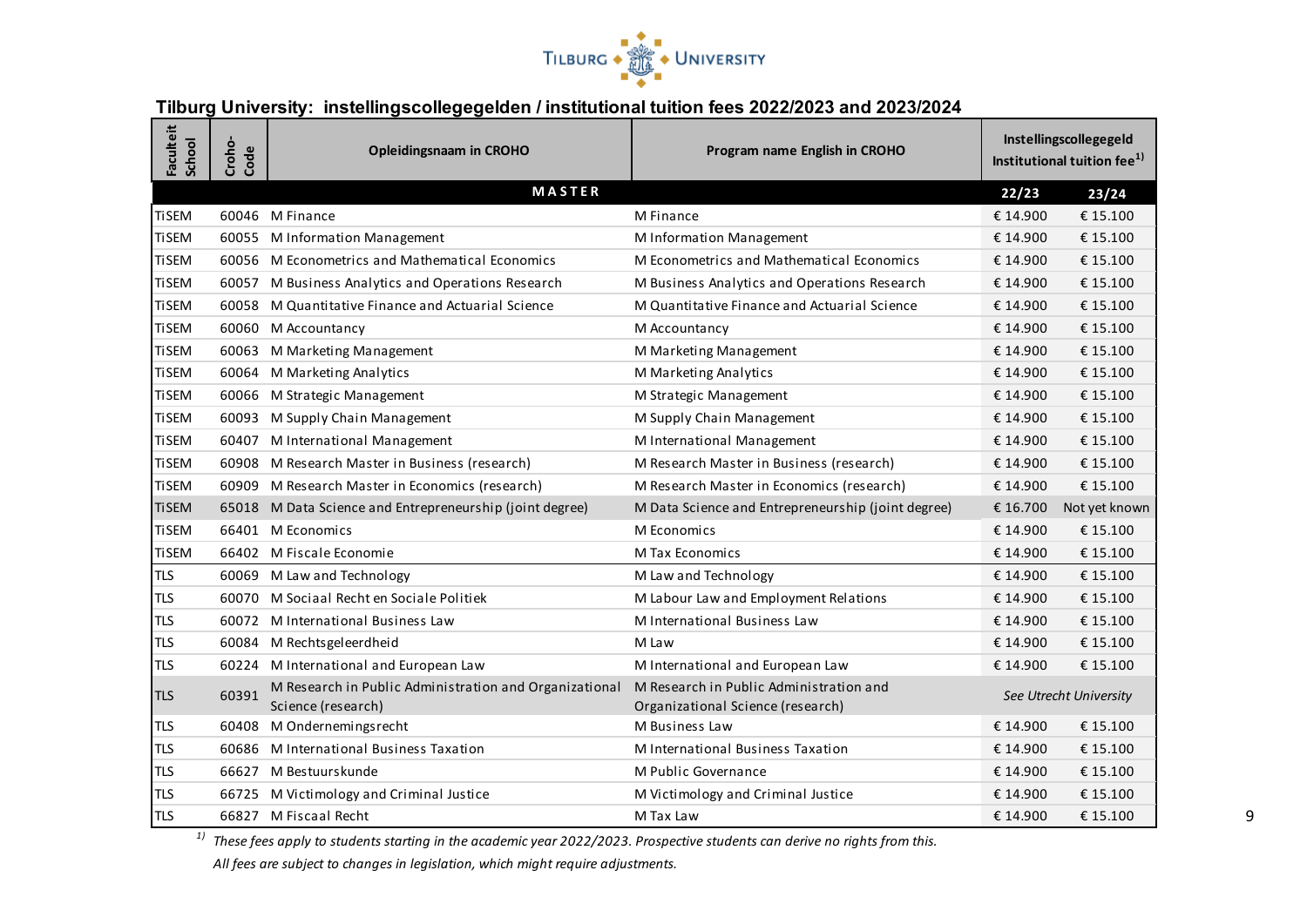TILBURG UNIVERSITY

## Tilburg University: instellingscollegegelden / institutional tuition fees 2022/2023 and 2023/2024

| Faculteit School | Croho-Code | Opleidingsnaam in CROHO | Program name English in CROHO | Instellingscollegegeld Institutional tuition fee[1] | |
|---|---|---|---|---|---|
| | | **MASTER** | | **22/23** | **23/24** |
| TiSEM | 60046 | M Finance | M Finance | € 14.900 | € 15.100 |
| TiSEM | 60055 | M Information Management | M Information Management | € 14.900 | € 15.100 |
| TiSEM | 60056 | M Econometrics and Mathematical Economics | M Econometrics and Mathematical Economics | € 14.900 | € 15.100 |
| TiSEM | 60057 | M Business Analytics and Operations Research | M Business Analytics and Operations Research | € 14.900 | € 15.100 |
| TiSEM | 60058 | M Quantitative Finance and Actuarial Science | M Quantitative Finance and Actuarial Science | € 14.900 | € 15.100 |
| TiSEM | 60060 | M Accountancy | M Accountancy | € 14.900 | € 15.100 |
| TiSEM | 60063 | M Marketing Management | M Marketing Management | € 14.900 | € 15.100 |
| TiSEM | 60064 | M Marketing Analytics | M Marketing Analytics | € 14.900 | € 15.100 |
| TiSEM | 60066 | M Strategic Management | M Strategic Management | € 14.900 | € 15.100 |
| TiSEM | 60093 | M Supply Chain Management | M Supply Chain Management | € 14.900 | € 15.100 |
| TiSEM | 60407 | M International Management | M International Management | € 14.900 | € 15.100 |
| TiSEM | 60908 | M Research Master in Business (research) | M Research Master in Business (research) | € 14.900 | € 15.100 |
| TiSEM | 60909 | M Research Master in Economics (research) | M Research Master in Economics (research) | € 14.900 | € 15.100 |
| TiSEM | 65018 | M Data Science and Entrepreneurship (joint degree) | M Data Science and Entrepreneurship (joint degree) | € 16.700 | Not yet known |
| TiSEM | 66401 | M Economics | M Economics | € 14.900 | € 15.100 |
| TiSEM | 66402 | M Fiscale Economie | M Tax Economics | € 14.900 | € 15.100 |
| TLS | 60069 | M Law and Technology | M Law and Technology | € 14.900 | € 15.100 |
| TLS | 60070 | M Sociaal Recht en Sociale Politiek | M Labour Law and Employment Relations | € 14.900 | € 15.100 |
| TLS | 60072 | M International Business Law | M International Business Law | € 14.900 | € 15.100 |
| TLS | 60084 | M Rechtsgeleerdheid | M Law | € 14.900 | € 15.100 |
| TLS | 60224 | M International and European Law | M International and European Law | € 14.900 | € 15.100 |
| TLS | 60391 | M Research in Public Administration and Organizational Science (research) | M Research in Public Administration and Organizational Science (research) | *See Utrecht University* | |
| TLS | 60408 | M Ondernemingsrecht | M Business Law | € 14.900 | € 15.100 |
| TLS | 60686 | M International Business Taxation | M International Business Taxation | € 14.900 | € 15.100 |
| TLS | 66627 | M Bestuurskunde | M Public Governance | € 14.900 | € 15.100 |
| TLS | 66725 | M Victimology and Criminal Justice | M Victimology and Criminal Justice | € 14.900 | € 15.100 |
| TLS | 66827 | M Fiscaal Recht | M Tax Law | € 14.900 | € 15.100 |

[1] *These fees apply to students starting in the academic year 2022/2023. Prospective students can derive no rights from this.*

*All fees are subject to changes in legislation, which might require adjustments.*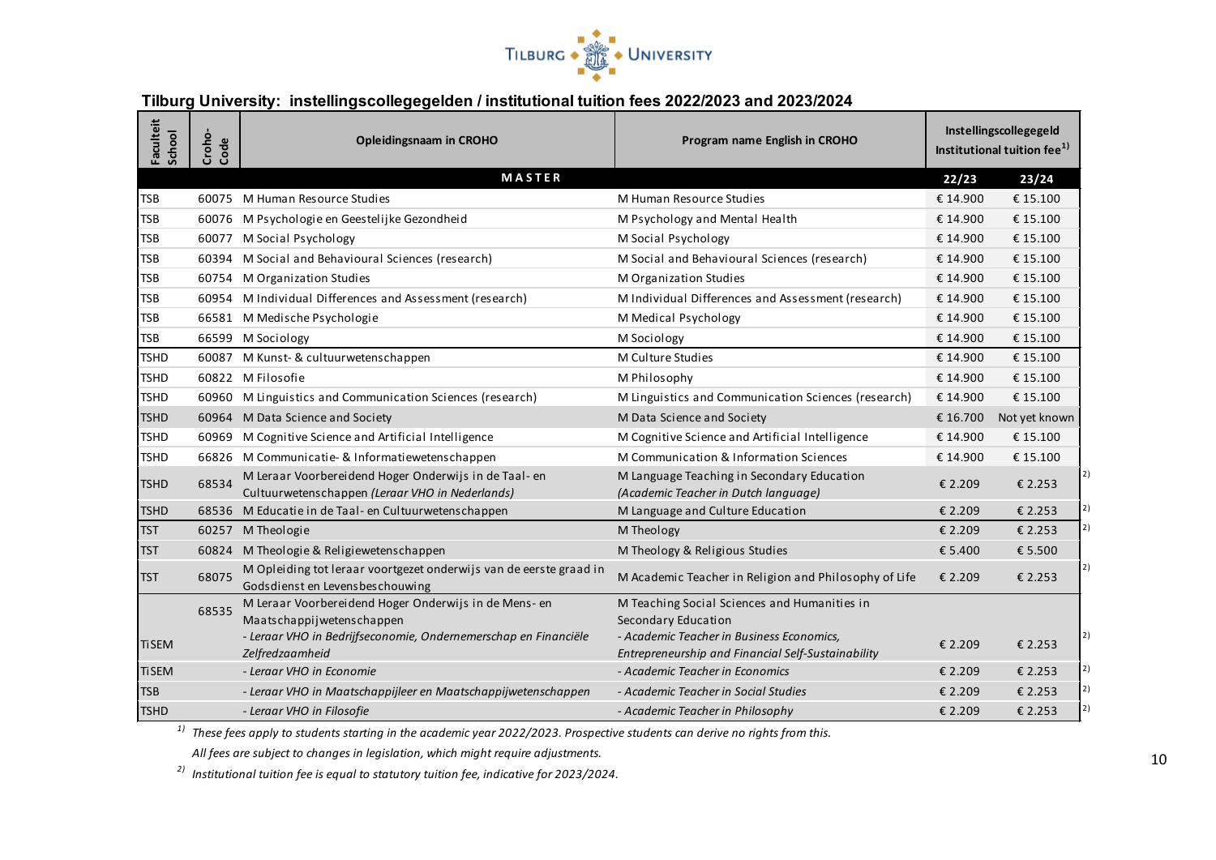## Tilburg University: instellingscollegegelden / institutional tuition fees 2022/2023 and 2023/2024

| Faculteit School | Croho-Code | Opleidingsnaam in CROHO | Program name English in CROHO | Instellingscollegegeld Institutional tuition fee[1] | | |
|---|---|---|---|---|---|---|
| | | **MASTER** | | **22/23** | **23/24** | |
| TSB | 60075 | M Human Resource Studies | M Human Resource Studies | € 14.900 | € 15.100 | |
| TSB | 60076 | M Psychologie en Geestelijke Gezondheid | M Psychology and Mental Health | € 14.900 | € 15.100 | |
| TSB | 60077 | M Social Psychology | M Social Psychology | € 14.900 | € 15.100 | |
| TSB | 60394 | M Social and Behavioural Sciences (research) | M Social and Behavioural Sciences (research) | € 14.900 | € 15.100 | |
| TSB | 60754 | M Organization Studies | M Organization Studies | € 14.900 | € 15.100 | |
| TSB | 60954 | M Individual Differences and Assessment (research) | M Individual Differences and Assessment (research) | € 14.900 | € 15.100 | |
| TSB | 66581 | M Medische Psychologie | M Medical Psychology | € 14.900 | € 15.100 | |
| TSB | 66599 | M Sociology | M Sociology | € 14.900 | € 15.100 | |
| TSHD | 60087 | M Kunst- & cultuurwetenschappen | M Culture Studies | € 14.900 | € 15.100 | |
| TSHD | 60822 | M Filosofie | M Philosophy | € 14.900 | € 15.100 | |
| TSHD | 60960 | M Linguistics and Communication Sciences (research) | M Linguistics and Communication Sciences (research) | € 14.900 | € 15.100 | |
| TSHD | 60964 | M Data Science and Society | M Data Science and Society | € 16.700 | Not yet known | |
| TSHD | 60969 | M Cognitive Science and Artificial Intelligence | M Cognitive Science and Artificial Intelligence | € 14.900 | € 15.100 | |
| TSHD | 66826 | M Communicatie- & Informatiewetenschappen | M Communication & Information Sciences | € 14.900 | € 15.100 | |
| TSHD | 68534 | M Leraar Voorbereidend Hoger Onderwijs in de Taal- en Cultuurwetenschappen *(Leraar VHO in Nederlands)* | M Language Teaching in Secondary Education *(Academic Teacher in Dutch language)* | € 2.209 | € 2.253 | 2) |
| TSHD | 68536 | M Educatie in de Taal- en Cultuurwetenschappen | M Language and Culture Education | € 2.209 | € 2.253 | 2) |
| TST | 60257 | M Theologie | M Theology | € 2.209 | € 2.253 | 2) |
| TST | 60824 | M Theologie & Religiewetenschappen | M Theology & Religious Studies | € 5.400 | € 5.500 | |
| TST | 68075 | M Opleiding tot leraar voortgezet onderwijs van de eerste graad in Godsdienst en Levensbeschouwing | M Academic Teacher in Religion and Philosophy of Life | € 2.209 | € 2.253 | 2) |
| TiSEM | 68535 | M Leraar Voorbereidend Hoger Onderwijs in de Mens- en Maatschappijwetenschappen *- Leraar VHO in Bedrijfseconomie, Ondernemerschap en Financiële Zelfredzaamheid* | M Teaching Social Sciences and Humanities in Secondary Education *- Academic Teacher in Business Economics, Entrepreneurship and Financial Self-Sustainability* | € 2.209 | € 2.253 | 2) |
| TiSEM | | *- Leraar VHO in Economie* | *- Academic Teacher in Economics* | € 2.209 | € 2.253 | 2) |
| TSB | | *- Leraar VHO in Maatschappijleer en Maatschappijwetenschappen* | *- Academic Teacher in Social Studies* | € 2.209 | € 2.253 | 2) |
| TSHD | | *- Leraar VHO in Filosofie* | *- Academic Teacher in Philosophy* | € 2.209 | € 2.253 | 2) |

[1] *These fees apply to students starting in the academic year 2022/2023. Prospective students can derive no rights from this.*

*All fees are subject to changes in legislation, which might require adjustments.*

[2] *Institutional tuition fee is equal to statutory tuition fee, indicative for 2023/2024.*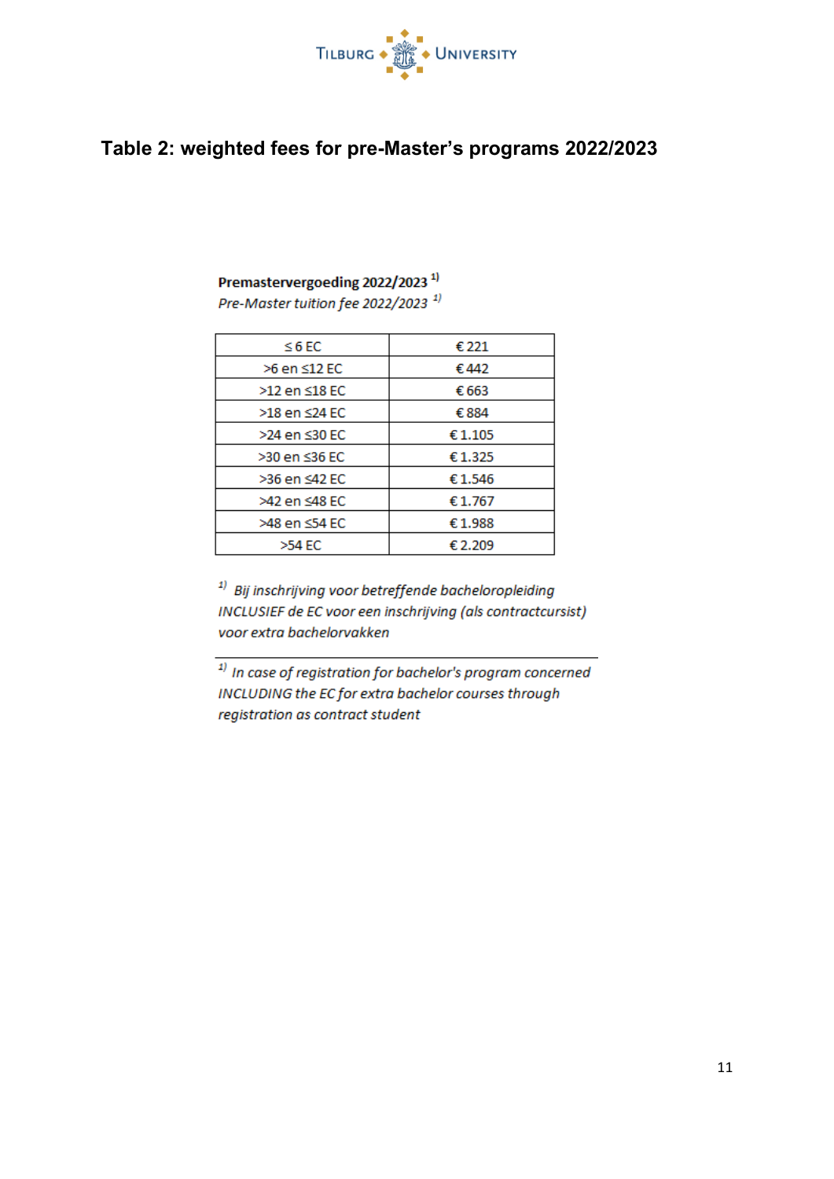## Table 2: weighted fees for pre-Master's programs 2022/2023

**Premastervergoeding 2022/2023** [1)]

*Pre-Master tuition fee 2022/2023* [1)]

| ≤ 6 EC | € 221 |
|---|---|
| >6 en ≤12 EC | € 442 |
| >12 en ≤18 EC | € 663 |
| >18 en ≤24 EC | € 884 |
| >24 en ≤30 EC | € 1.105 |
| >30 en ≤36 EC | € 1.325 |
| >36 en ≤42 EC | € 1.546 |
| >42 en ≤48 EC | € 1.767 |
| >48 en ≤54 EC | € 1.988 |
| >54 EC | € 2.209 |

[1)] *Bij inschrijving voor betreffende bacheloropleiding INCLUSIEF de EC voor een inschrijving (als contractcursist) voor extra bachelorvakken*

---

[1)] *In case of registration for bachelor's program concerned INCLUDING the EC for extra bachelor courses through registration as contract student*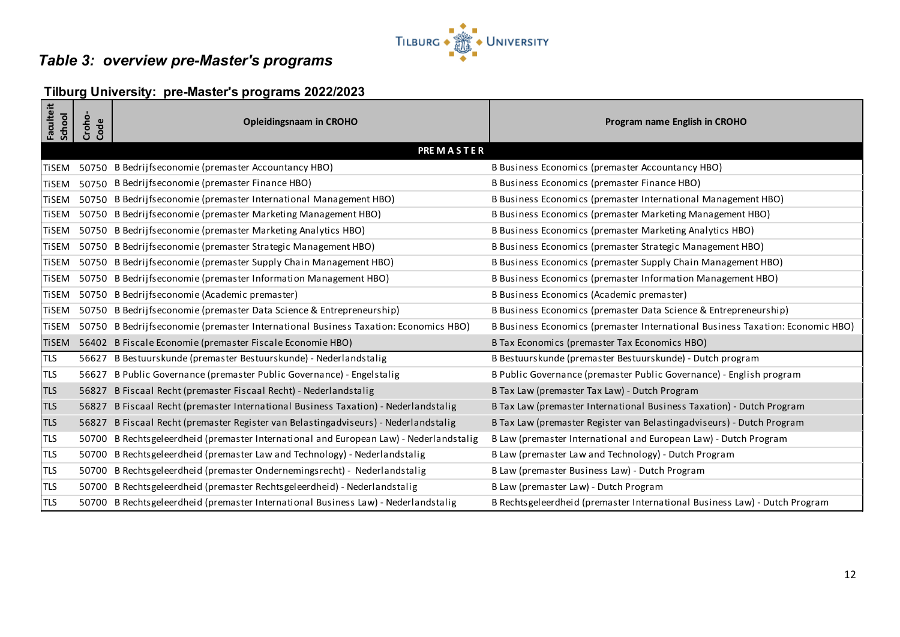## *Table 3: overview pre-Master's programs*

### Tilburg University: pre-Master's programs 2022/2023

| Faculteit School | Croho-Code | Opleidingsnaam in CROHO | Program name English in CROHO |
|---|---|---|---|
| | | **PREMASTER** | |
| TiSEM | 50750 | B Bedrijfseconomie (premaster Accountancy HBO) | B Business Economics (premaster Accountancy HBO) |
| TiSEM | 50750 | B Bedrijfseconomie (premaster Finance HBO) | B Business Economics (premaster Finance HBO) |
| TiSEM | 50750 | B Bedrijfseconomie (premaster International Management HBO) | B Business Economics (premaster International Management HBO) |
| TiSEM | 50750 | B Bedrijfseconomie (premaster Marketing Management HBO) | B Business Economics (premaster Marketing Management HBO) |
| TiSEM | 50750 | B Bedrijfseconomie (premaster Marketing Analytics HBO) | B Business Economics (premaster Marketing Analytics HBO) |
| TiSEM | 50750 | B Bedrijfseconomie (premaster Strategic Management HBO) | B Business Economics (premaster Strategic Management HBO) |
| TiSEM | 50750 | B Bedrijfseconomie (premaster Supply Chain Management HBO) | B Business Economics (premaster Supply Chain Management HBO) |
| TiSEM | 50750 | B Bedrijfseconomie (premaster Information Management HBO) | B Business Economics (premaster Information Management HBO) |
| TiSEM | 50750 | B Bedrijfseconomie (Academic premaster) | B Business Economics (Academic premaster) |
| TiSEM | 50750 | B Bedrijfseconomie (premaster Data Science & Entrepreneurship) | B Business Economics (premaster Data Science & Entrepreneurship) |
| TiSEM | 50750 | B Bedrijfseconomie (premaster International Business Taxation: Economics HBO) | B Business Economics (premaster International Business Taxation: Economic HBO) |
| TiSEM | 56402 | B Fiscale Economie (premaster Fiscale Economie HBO) | B Tax Economics (premaster Tax Economics HBO) |
| TLS | 56627 | B Bestuurskunde (premaster Bestuurskunde) - Nederlandstalig | B Bestuurskunde (premaster Bestuurskunde) - Dutch program |
| TLS | 56627 | B Public Governance (premaster Public Governance) - Engelstalig | B Public Governance (premaster Public Governance) - English program |
| TLS | 56827 | B Fiscaal Recht (premaster Fiscaal Recht) - Nederlandstalig | B Tax Law (premaster Tax Law) - Dutch Program |
| TLS | 56827 | B Fiscaal Recht (premaster International Business Taxation) - Nederlandstalig | B Tax Law (premaster International Business Taxation) - Dutch Program |
| TLS | 56827 | B Fiscaal Recht (premaster Register van Belastingadviseurs) - Nederlandstalig | B Tax Law (premaster Register van Belastingadviseurs) - Dutch Program |
| TLS | 50700 | B Rechtsgeleerdheid (premaster International and European Law) - Nederlandstalig | B Law (premaster International and European Law) - Dutch Program |
| TLS | 50700 | B Rechtsgeleerdheid (premaster Law and Technology) - Nederlandstalig | B Law (premaster Law and Technology) - Dutch Program |
| TLS | 50700 | B Rechtsgeleerdheid (premaster Ondernemingsrecht) - Nederlandstalig | B Law (premaster Business Law) - Dutch Program |
| TLS | 50700 | B Rechtsgeleerdheid (premaster Rechtsgeleerdheid) - Nederlandstalig | B Law (premaster Law) - Dutch Program |
| TLS | 50700 | B Rechtsgeleerdheid (premaster International Business Law) - Nederlandstalig | B Rechtsgeleerdheid (premaster International Business Law) - Dutch Program |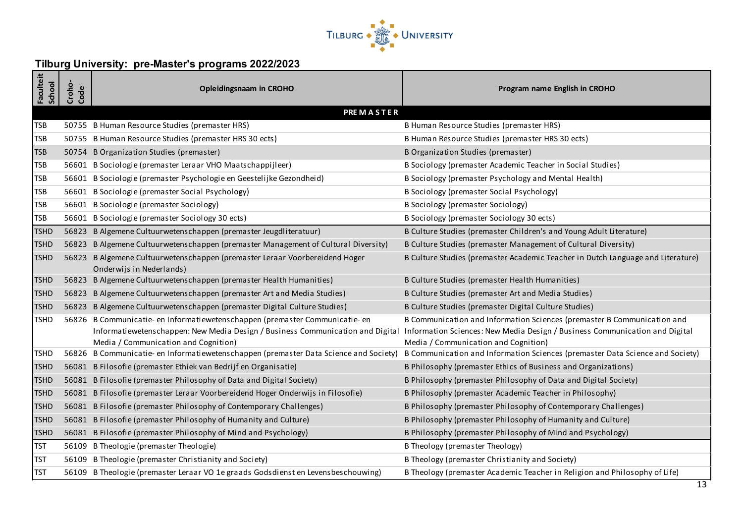## Tilburg University: pre-Master's programs 2022/2023

| Faculteit School | Croho-Code | Opleidingsnaam in CROHO | Program name English in CROHO |
|---|---|---|---|
| | | **PREMASTER** | |
| TSB | 50755 | B Human Resource Studies (premaster HRS) | B Human Resource Studies (premaster HRS) |
| TSB | 50755 | B Human Resource Studies (premaster HRS 30 ects) | B Human Resource Studies (premaster HRS 30 ects) |
| TSB | 50754 | B Organization Studies (premaster) | B Organization Studies (premaster) |
| TSB | 56601 | B Sociologie (premaster Leraar VHO Maatschappijleer) | B Sociology (premaster Academic Teacher in Social Studies) |
| TSB | 56601 | B Sociologie (premaster Psychologie en Geestelijke Gezondheid) | B Sociology (premaster Psychology and Mental Health) |
| TSB | 56601 | B Sociologie (premaster Social Psychology) | B Sociology (premaster Social Psychology) |
| TSB | 56601 | B Sociologie (premaster Sociology) | B Sociology (premaster Sociology) |
| TSB | 56601 | B Sociologie (premaster Sociology 30 ects) | B Sociology (premaster Sociology 30 ects) |
| TSHD | 56823 | B Algemene Cultuurwetenschappen (premaster Jeugdliteratuur) | B Culture Studies (premaster Children's and Young Adult Literature) |
| TSHD | 56823 | B Algemene Cultuurwetenschappen (premaster Management of Cultural Diversity) | B Culture Studies (premaster Management of Cultural Diversity) |
| TSHD | 56823 | B Algemene Cultuurwetenschappen (premaster Leraar Voorbereidend Hoger Onderwijs in Nederlands) | B Culture Studies (premaster Academic Teacher in Dutch Language and Literature) |
| TSHD | 56823 | B Algemene Cultuurwetenschappen (premaster Health Humanities) | B Culture Studies (premaster Health Humanities) |
| TSHD | 56823 | B Algemene Cultuurwetenschappen (premaster Art and Media Studies) | B Culture Studies (premaster Art and Media Studies) |
| TSHD | 56823 | B Algemene Cultuurwetenschappen (premaster Digital Culture Studies) | B Culture Studies (premaster Digital Culture Studies) |
| TSHD | 56826 | B Communicatie- en Informatiewetenschappen (premaster Communicatie- en Informatiewetenschappen: New Media Design / Business Communication and Digital Media / Communication and Cognition) | B Communication and Information Sciences (premaster B Communication and Information Sciences: New Media Design / Business Communication and Digital Media / Communication and Cognition) |
| TSHD | 56826 | B Communicatie- en Informatiewetenschappen (premaster Data Science and Society) | B Communication and Information Sciences (premaster Data Science and Society) |
| TSHD | 56081 | B Filosofie (premaster Ethiek van Bedrijf en Organisatie) | B Philosophy (premaster Ethics of Business and Organizations) |
| TSHD | 56081 | B Filosofie (premaster Philosophy of Data and Digital Society) | B Philosophy (premaster Philosophy of Data and Digital Society) |
| TSHD | 56081 | B Filosofie (premaster Leraar Voorbereidend Hoger Onderwijs in Filosofie) | B Philosophy (premaster Academic Teacher in Philosophy) |
| TSHD | 56081 | B Filosofie (premaster Philosophy of Contemporary Challenges) | B Philosophy (premaster Philosophy of Contemporary Challenges) |
| TSHD | 56081 | B Filosofie (premaster Philosophy of Humanity and Culture) | B Philosophy (premaster Philosophy of Humanity and Culture) |
| TSHD | 56081 | B Filosofie (premaster Philosophy of Mind and Psychology) | B Philosophy (premaster Philosophy of Mind and Psychology) |
| TST | 56109 | B Theologie (premaster Theologie) | B Theology (premaster Theology) |
| TST | 56109 | B Theologie (premaster Christianity and Society) | B Theology (premaster Christianity and Society) |
| TST | 56109 | B Theologie (premaster Leraar VO 1e graads Godsdienst en Levensbeschouwing) | B Theology (premaster Academic Teacher in Religion and Philosophy of Life) |